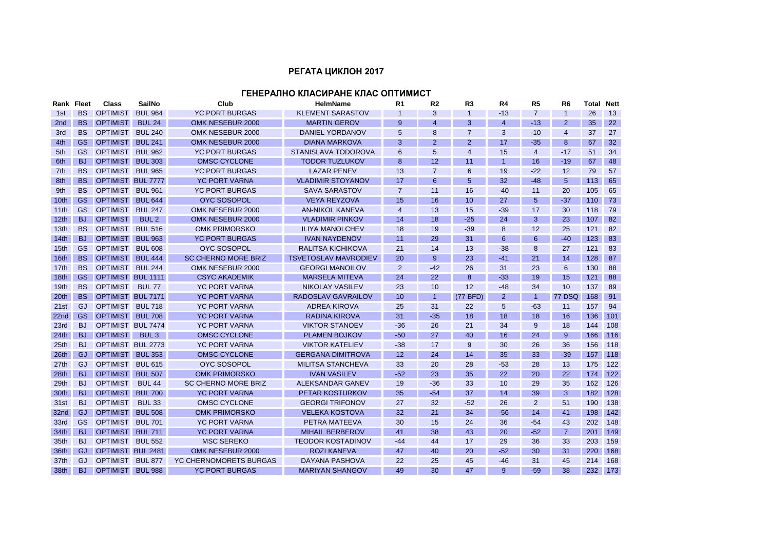# РЕГАТА ЦИКЛОН 2017

## ГЕНЕРАЛНО КЛАСИРАНЕ КЛАС ОПТИМИСТ

| Rank | Fleet | Class | SailNo | Club | HelmName | R1 | R2 | R3 | R4 | R5 | R6 | Total | Nett |
|---|---|---|---|---|---|---|---|---|---|---|---|---|---|
| 1st | BS | OPTIMIST | BUL 964 | YC PORT BURGAS | KLEMENT SARASTOV | 1 | 3 | 1 | -13 | 7 | 1 | 26 | 13 |
| 2nd | BS | OPTIMIST | BUL 24 | OMK NESEBUR 2000 | MARTIN GEROV | 9 | 4 | 3 | 4 | -13 | 2 | 35 | 22 |
| 3rd | BS | OPTIMIST | BUL 240 | OMK NESEBUR 2000 | DANIEL YORDANOV | 5 | 8 | 7 | 3 | -10 | 4 | 37 | 27 |
| 4th | GS | OPTIMIST | BUL 241 | OMK NESEBUR 2000 | DIANA MARKOVA | 3 | 2 | 2 | 17 | -35 | 8 | 67 | 32 |
| 5th | GS | OPTIMIST | BUL 962 | YC PORT BURGAS | STANISLAVA TODOROVA | 6 | 5 | 4 | 15 | 4 | -17 | 51 | 34 |
| 6th | BJ | OPTIMIST | BUL 303 | OMSC CYCLONE | TODOR TUZLUKOV | 8 | 12 | 11 | 1 | 16 | -19 | 67 | 48 |
| 7th | BS | OPTIMIST | BUL 965 | YC PORT BURGAS | LAZAR PENEV | 13 | 7 | 6 | 19 | -22 | 12 | 79 | 57 |
| 8th | BS | OPTIMIST | BUL 7777 | YC PORT VARNA | VLADIMIR STOYANOV | 17 | 6 | 5 | 32 | -48 | 5 | 113 | 65 |
| 9th | BS | OPTIMIST | BUL 961 | YC PORT BURGAS | SAVA SARASTOV | 7 | 11 | 16 | -40 | 11 | 20 | 105 | 65 |
| 10th | GS | OPTIMIST | BUL 644 | OYC SOSOPOL | VEYA REYZOVA | 15 | 16 | 10 | 27 | 5 | -37 | 110 | 73 |
| 11th | GS | OPTIMIST | BUL 247 | OMK NESEBUR 2000 | AN-NIKOL KANEVA | 4 | 13 | 15 | -39 | 17 | 30 | 118 | 79 |
| 12th | BJ | OPTIMIST | BUL 2 | OMK NESEBUR 2000 | VLADIMIR PINKOV | 14 | 18 | -25 | 24 | 3 | 23 | 107 | 82 |
| 13th | BS | OPTIMIST | BUL 516 | OMK PRIMORSKO | ILIYA MANOLCHEV | 18 | 19 | -39 | 8 | 12 | 25 | 121 | 82 |
| 14th | BJ | OPTIMIST | BUL 963 | YC PORT BURGAS | IVAN NAYDENOV | 11 | 29 | 31 | 6 | 6 | -40 | 123 | 83 |
| 15th | GS | OPTIMIST | BUL 608 | OYC SOSOPOL | RALITSA KICHIKOVA | 21 | 14 | 13 | -38 | 8 | 27 | 121 | 83 |
| 16th | BS | OPTIMIST | BUL 444 | SC CHERNO MORE BRIZ | TSVETOSLAV MAVRODIEV | 20 | 9 | 23 | -41 | 21 | 14 | 128 | 87 |
| 17th | BS | OPTIMIST | BUL 244 | OMK NESEBUR 2000 | GEORGI MANOILOV | 2 | -42 | 26 | 31 | 23 | 6 | 130 | 88 |
| 18th | GS | OPTIMIST | BUL 1111 | CSYC AKADEMIK | MARSELA MITEVA | 24 | 22 | 8 | -33 | 19 | 15 | 121 | 88 |
| 19th | BS | OPTIMIST | BUL 77 | YC PORT VARNA | NIKOLAY VASILEV | 23 | 10 | 12 | -48 | 34 | 10 | 137 | 89 |
| 20th | BS | OPTIMIST | BUL 7171 | YC PORT VARNA | RADOSLAV GAVRAILOV | 10 | 1 | (77 BFD) | 2 | 1 | 77 DSQ | 168 | 91 |
| 21st | GJ | OPTIMIST | BUL 718 | YC PORT VARNA | ADREA KIROVA | 25 | 31 | 22 | 5 | -63 | 11 | 157 | 94 |
| 22nd | GS | OPTIMIST | BUL 708 | YC PORT VARNA | RADINA KIROVA | 31 | -35 | 18 | 18 | 18 | 16 | 136 | 101 |
| 23rd | BJ | OPTIMIST | BUL 7474 | YC PORT VARNA | VIKTOR STANOEV | -36 | 26 | 21 | 34 | 9 | 18 | 144 | 108 |
| 24th | BJ | OPTIMIST | BUL 3 | OMSC CYCLONE | PLAMEN BOJKOV | -50 | 27 | 40 | 16 | 24 | 9 | 166 | 116 |
| 25th | BJ | OPTIMIST | BUL 2773 | YC PORT VARNA | VIKTOR KATELIEV | -38 | 17 | 9 | 30 | 26 | 36 | 156 | 118 |
| 26th | GJ | OPTIMIST | BUL 353 | OMSC CYCLONE | GERGANA DIMITROVA | 12 | 24 | 14 | 35 | 33 | -39 | 157 | 118 |
| 27th | GJ | OPTIMIST | BUL 615 | OYC SOSOPOL | MILITSA STANCHEVA | 33 | 20 | 28 | -53 | 28 | 13 | 175 | 122 |
| 28th | BJ | OPTIMIST | BUL 507 | OMK PRIMORSKO | IVAN VASILEV | -52 | 23 | 35 | 22 | 20 | 22 | 174 | 122 |
| 29th | BJ | OPTIMIST | BUL 44 | SC CHERNO MORE BRIZ | ALEKSANDAR GANEV | 19 | -36 | 33 | 10 | 29 | 35 | 162 | 126 |
| 30th | BJ | OPTIMIST | BUL 700 | YC PORT VARNA | PETAR KOSTURKOV | 35 | -54 | 37 | 14 | 39 | 3 | 182 | 128 |
| 31st | BJ | OPTIMIST | BUL 33 | OMSC CYCLONE | GEORGI TRIFONOV | 27 | 32 | -52 | 26 | 2 | 51 | 190 | 138 |
| 32nd | GJ | OPTIMIST | BUL 508 | OMK PRIMORSKO | VELEKA KOSTOVA | 32 | 21 | 34 | -56 | 14 | 41 | 198 | 142 |
| 33rd | GS | OPTIMIST | BUL 701 | YC PORT VARNA | PETRA MATEEVA | 30 | 15 | 24 | 36 | -54 | 43 | 202 | 148 |
| 34th | BJ | OPTIMIST | BUL 711 | YC PORT VARNA | MIHAIL BERBEROV | 41 | 38 | 43 | 20 | -52 | 7 | 201 | 149 |
| 35th | BJ | OPTIMIST | BUL 552 | MSC SEREKO | TEODOR KOSTADINOV | -44 | 44 | 17 | 29 | 36 | 33 | 203 | 159 |
| 36th | GJ | OPTIMIST | BUL 2481 | OMK NESEBUR 2000 | ROZI KANEVA | 47 | 40 | 20 | -52 | 30 | 31 | 220 | 168 |
| 37th | GJ | OPTIMIST | BUL 877 | YC CHERNOMORETS BURGAS | DAYANA PASHOVA | 22 | 25 | 45 | -46 | 31 | 45 | 214 | 168 |
| 38th | BJ | OPTIMIST | BUL 988 | YC PORT BURGAS | MARIYAN SHANGOV | 49 | 30 | 47 | 9 | -59 | 38 | 232 | 173 |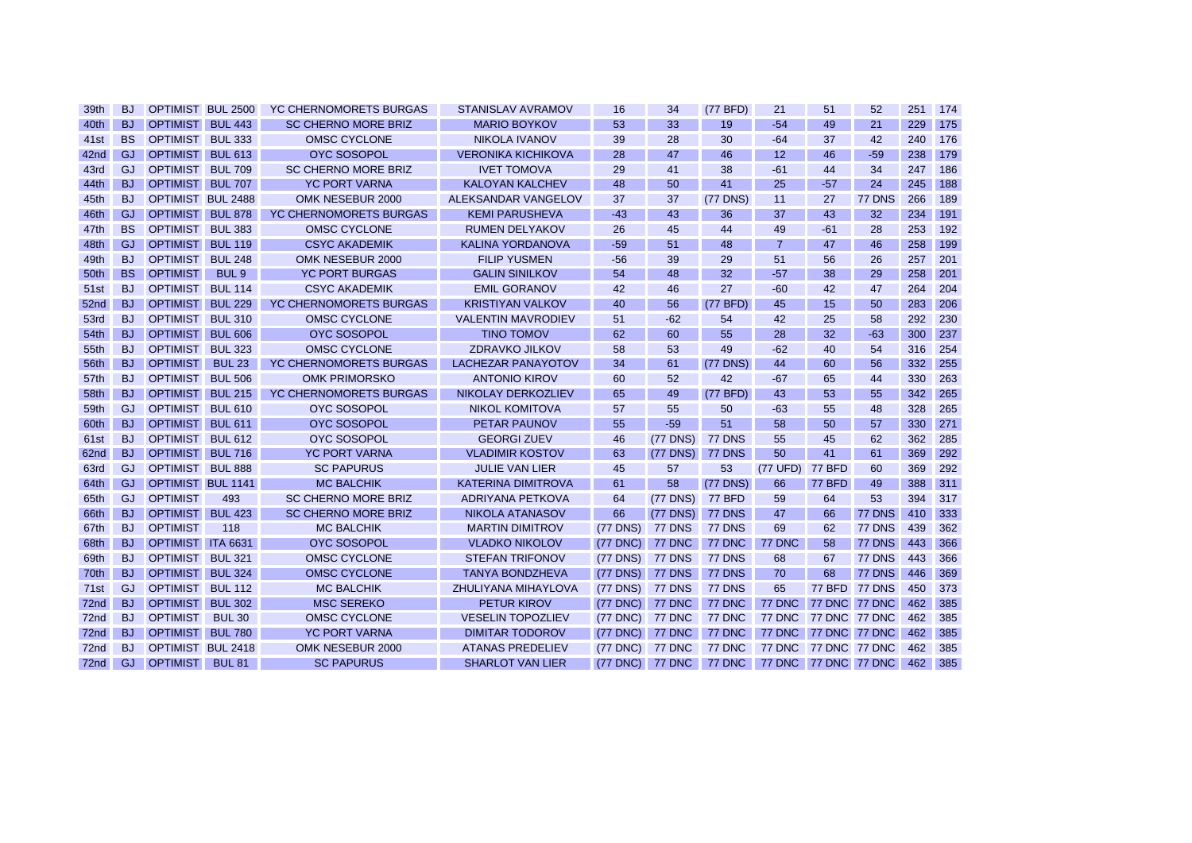| | | | | | | | | | | | | | | |
|---|---|---|---|---|---|---|---|---|---|---|---|---|---|---|
| 39th | BJ | OPTIMIST | BUL 2500 | YC CHERNOMORETS BURGAS | STANISLAV AVRAMOV | 16 | 34 | (77 BFD) | 21 | 51 | 52 | 251 | 174 |
| 40th | BJ | OPTIMIST | BUL 443 | SC CHERNO MORE BRIZ | MARIO BOYKOV | 53 | 33 | 19 | -54 | 49 | 21 | 229 | 175 |
| 41st | BS | OPTIMIST | BUL 333 | OMSC CYCLONE | NIKOLA IVANOV | 39 | 28 | 30 | -64 | 37 | 42 | 240 | 176 |
| 42nd | GJ | OPTIMIST | BUL 613 | OYC SOSOPOL | VERONIKA KICHIKOVA | 28 | 47 | 46 | 12 | 46 | -59 | 238 | 179 |
| 43rd | GJ | OPTIMIST | BUL 709 | SC CHERNO MORE BRIZ | IVET TOMOVA | 29 | 41 | 38 | -61 | 44 | 34 | 247 | 186 |
| 44th | BJ | OPTIMIST | BUL 707 | YC PORT VARNA | KALOYAN KALCHEV | 48 | 50 | 41 | 25 | -57 | 24 | 245 | 188 |
| 45th | BJ | OPTIMIST | BUL 2488 | OMK NESEBUR 2000 | ALEKSANDAR VANGELOV | 37 | 37 | (77 DNS) | 11 | 27 | 77 DNS | 266 | 189 |
| 46th | GJ | OPTIMIST | BUL 878 | YC CHERNOMORETS BURGAS | KEMI PARUSHEVA | -43 | 43 | 36 | 37 | 43 | 32 | 234 | 191 |
| 47th | BS | OPTIMIST | BUL 383 | OMSC CYCLONE | RUMEN DELYAKOV | 26 | 45 | 44 | 49 | -61 | 28 | 253 | 192 |
| 48th | GJ | OPTIMIST | BUL 119 | CSYC AKADEMIK | KALINA YORDANOVA | -59 | 51 | 48 | 7 | 47 | 46 | 258 | 199 |
| 49th | BJ | OPTIMIST | BUL 248 | OMK NESEBUR 2000 | FILIP YUSMEN | -56 | 39 | 29 | 51 | 56 | 26 | 257 | 201 |
| 50th | BS | OPTIMIST | BUL 9 | YC PORT BURGAS | GALIN SINILKOV | 54 | 48 | 32 | -57 | 38 | 29 | 258 | 201 |
| 51st | BJ | OPTIMIST | BUL 114 | CSYC AKADEMIK | EMIL GORANOV | 42 | 46 | 27 | -60 | 42 | 47 | 264 | 204 |
| 52nd | BJ | OPTIMIST | BUL 229 | YC CHERNOMORETS BURGAS | KRISTIYAN VALKOV | 40 | 56 | (77 BFD) | 45 | 15 | 50 | 283 | 206 |
| 53rd | BJ | OPTIMIST | BUL 310 | OMSC CYCLONE | VALENTIN MAVRODIEV | 51 | -62 | 54 | 42 | 25 | 58 | 292 | 230 |
| 54th | BJ | OPTIMIST | BUL 606 | OYC SOSOPOL | TINO TOMOV | 62 | 60 | 55 | 28 | 32 | -63 | 300 | 237 |
| 55th | BJ | OPTIMIST | BUL 323 | OMSC CYCLONE | ZDRAVKO JILKOV | 58 | 53 | 49 | -62 | 40 | 54 | 316 | 254 |
| 56th | BJ | OPTIMIST | BUL 23 | YC CHERNOMORETS BURGAS | LACHEZAR PANAYOTOV | 34 | 61 | (77 DNS) | 44 | 60 | 56 | 332 | 255 |
| 57th | BJ | OPTIMIST | BUL 506 | OMK PRIMORSKO | ANTONIO KIROV | 60 | 52 | 42 | -67 | 65 | 44 | 330 | 263 |
| 58th | BJ | OPTIMIST | BUL 215 | YC CHERNOMORETS BURGAS | NIKOLAY DERKOZLIEV | 65 | 49 | (77 BFD) | 43 | 53 | 55 | 342 | 265 |
| 59th | GJ | OPTIMIST | BUL 610 | OYC SOSOPOL | NIKOL KOMITOVA | 57 | 55 | 50 | -63 | 55 | 48 | 328 | 265 |
| 60th | BJ | OPTIMIST | BUL 611 | OYC SOSOPOL | PETAR PAUNOV | 55 | -59 | 51 | 58 | 50 | 57 | 330 | 271 |
| 61st | BJ | OPTIMIST | BUL 612 | OYC SOSOPOL | GEORGI ZUEV | 46 | (77 DNS) | 77 DNS | 55 | 45 | 62 | 362 | 285 |
| 62nd | BJ | OPTIMIST | BUL 716 | YC PORT VARNA | VLADIMIR KOSTOV | 63 | (77 DNS) | 77 DNS | 50 | 41 | 61 | 369 | 292 |
| 63rd | GJ | OPTIMIST | BUL 888 | SC PAPURUS | JULIE VAN LIER | 45 | 57 | 53 | (77 UFD) | 77 BFD | 60 | 369 | 292 |
| 64th | GJ | OPTIMIST | BUL 1141 | MC BALCHIK | KATERINA DIMITROVA | 61 | 58 | (77 DNS) | 66 | 77 BFD | 49 | 388 | 311 |
| 65th | GJ | OPTIMIST | 493 | SC CHERNO MORE BRIZ | ADRIYANA PETKOVA | 64 | (77 DNS) | 77 BFD | 59 | 64 | 53 | 394 | 317 |
| 66th | BJ | OPTIMIST | BUL 423 | SC CHERNO MORE BRIZ | NIKOLA ATANASOV | 66 | (77 DNS) | 77 DNS | 47 | 66 | 77 DNS | 410 | 333 |
| 67th | BJ | OPTIMIST | 118 | MC BALCHIK | MARTIN DIMITROV | (77 DNS) | 77 DNS | 77 DNS | 69 | 62 | 77 DNS | 439 | 362 |
| 68th | BJ | OPTIMIST | ITA 6631 | OYC SOSOPOL | VLADKO NIKOLOV | (77 DNC) | 77 DNC | 77 DNC | 77 DNC | 58 | 77 DNS | 443 | 366 |
| 69th | BJ | OPTIMIST | BUL 321 | OMSC CYCLONE | STEFAN TRIFONOV | (77 DNS) | 77 DNS | 77 DNS | 68 | 67 | 77 DNS | 443 | 366 |
| 70th | BJ | OPTIMIST | BUL 324 | OMSC CYCLONE | TANYA BONDZHEVA | (77 DNS) | 77 DNS | 77 DNS | 70 | 68 | 77 DNS | 446 | 369 |
| 71st | GJ | OPTIMIST | BUL 112 | MC BALCHIK | ZHULIYANA MIHAYLOVA | (77 DNS) | 77 DNS | 77 DNS | 65 | 77 BFD | 77 DNS | 450 | 373 |
| 72nd | BJ | OPTIMIST | BUL 302 | MSC SEREKO | PETUR KIROV | (77 DNC) | 77 DNC | 77 DNC | 77 DNC | 77 DNC | 77 DNC | 462 | 385 |
| 72nd | BJ | OPTIMIST | BUL 30 | OMSC CYCLONE | VESELIN TOPOZLIEV | (77 DNC) | 77 DNC | 77 DNC | 77 DNC | 77 DNC | 77 DNC | 462 | 385 |
| 72nd | BJ | OPTIMIST | BUL 780 | YC PORT VARNA | DIMITAR TODOROV | (77 DNC) | 77 DNC | 77 DNC | 77 DNC | 77 DNC | 77 DNC | 462 | 385 |
| 72nd | BJ | OPTIMIST | BUL 2418 | OMK NESEBUR 2000 | ATANAS PREDELIEV | (77 DNC) | 77 DNC | 77 DNC | 77 DNC | 77 DNC | 77 DNC | 462 | 385 |
| 72nd | GJ | OPTIMIST | BUL 81 | SC PAPURUS | SHARLOT VAN LIER | (77 DNC) | 77 DNC | 77 DNC | 77 DNC | 77 DNC | 77 DNC | 462 | 385 |